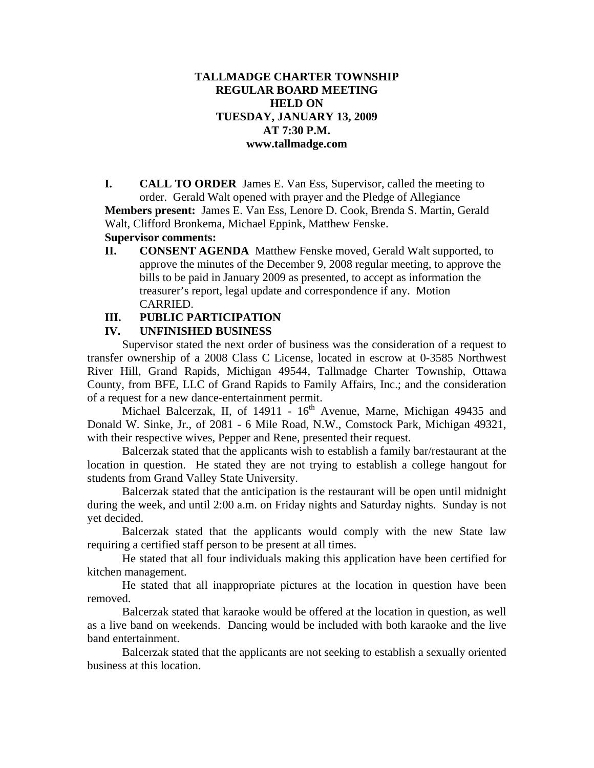**TALLMADGE CHARTER TOWNSHIP**
**REGULAR BOARD MEETING**
**HELD ON**
**TUESDAY, JANUARY 13, 2009**
**AT 7:30 P.M.**
**www.tallmadge.com**

**I. CALL TO ORDER** James E. Van Ess, Supervisor, called the meeting to order. Gerald Walt opened with prayer and the Pledge of Allegiance

**Members present:** James E. Van Ess, Lenore D. Cook, Brenda S. Martin, Gerald Walt, Clifford Bronkema, Michael Eppink, Matthew Fenske.

**Supervisor comments:**

**II. CONSENT AGENDA** Matthew Fenske moved, Gerald Walt supported, to approve the minutes of the December 9, 2008 regular meeting, to approve the bills to be paid in January 2009 as presented, to accept as information the treasurer's report, legal update and correspondence if any. Motion CARRIED.

**III. PUBLIC PARTICIPATION**

**IV. UNFINISHED BUSINESS**

Supervisor stated the next order of business was the consideration of a request to transfer ownership of a 2008 Class C License, located in escrow at 0-3585 Northwest River Hill, Grand Rapids, Michigan 49544, Tallmadge Charter Township, Ottawa County, from BFE, LLC of Grand Rapids to Family Affairs, Inc.; and the consideration of a request for a new dance-entertainment permit.

Michael Balcerzak, II, of 14911 - 16th Avenue, Marne, Michigan 49435 and Donald W. Sinke, Jr., of 2081 - 6 Mile Road, N.W., Comstock Park, Michigan 49321, with their respective wives, Pepper and Rene, presented their request.

Balcerzak stated that the applicants wish to establish a family bar/restaurant at the location in question. He stated they are not trying to establish a college hangout for students from Grand Valley State University.

Balcerzak stated that the anticipation is the restaurant will be open until midnight during the week, and until 2:00 a.m. on Friday nights and Saturday nights. Sunday is not yet decided.

Balcerzak stated that the applicants would comply with the new State law requiring a certified staff person to be present at all times.

He stated that all four individuals making this application have been certified for kitchen management.

He stated that all inappropriate pictures at the location in question have been removed.

Balcerzak stated that karaoke would be offered at the location in question, as well as a live band on weekends. Dancing would be included with both karaoke and the live band entertainment.

Balcerzak stated that the applicants are not seeking to establish a sexually oriented business at this location.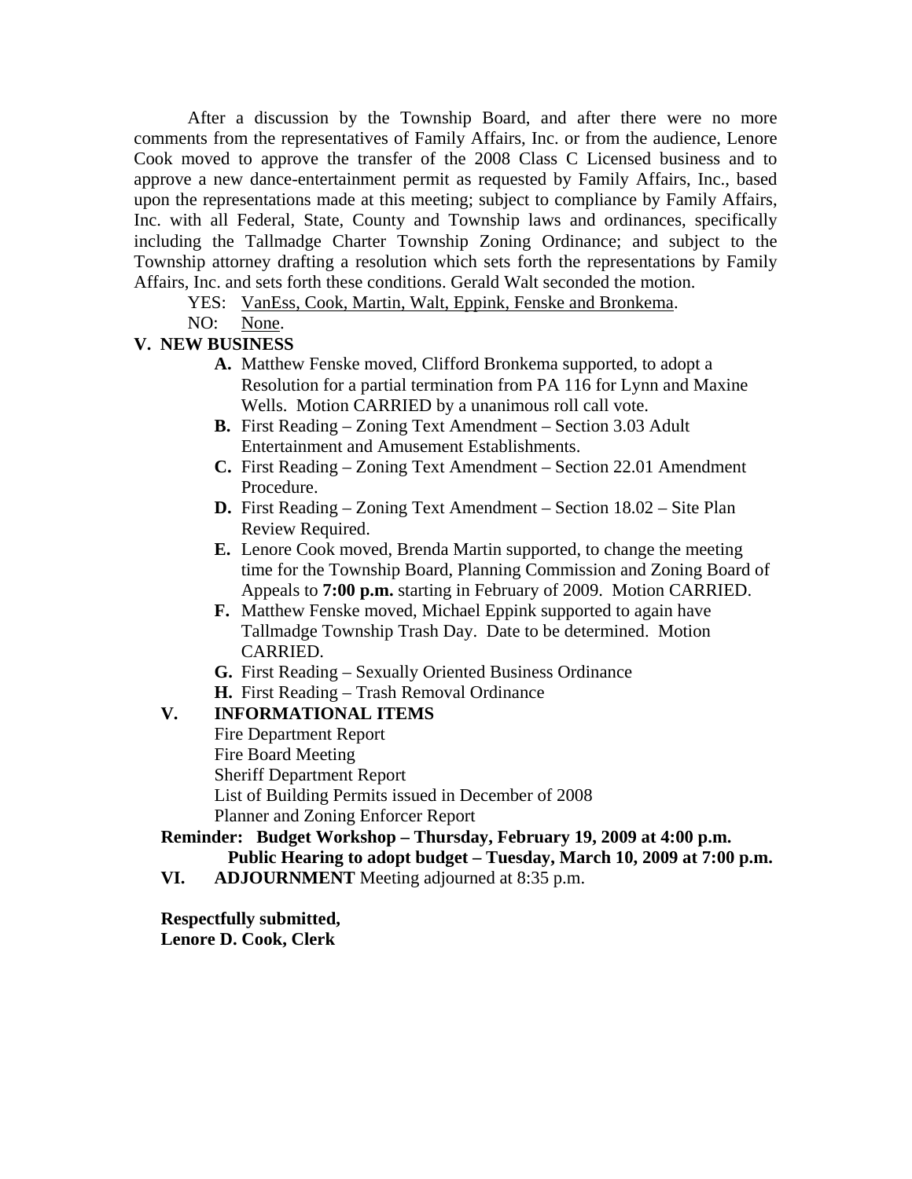After a discussion by the Township Board, and after there were no more comments from the representatives of Family Affairs, Inc. or from the audience, Lenore Cook moved to approve the transfer of the 2008 Class C Licensed business and to approve a new dance-entertainment permit as requested by Family Affairs, Inc., based upon the representations made at this meeting; subject to compliance by Family Affairs, Inc. with all Federal, State, County and Township laws and ordinances, specifically including the Tallmadge Charter Township Zoning Ordinance; and subject to the Township attorney drafting a resolution which sets forth the representations by Family Affairs, Inc. and sets forth these conditions. Gerald Walt seconded the motion.

YES: VanEss, Cook, Martin, Walt, Eppink, Fenske and Bronkema.

NO: None.

**V. NEW BUSINESS**

- **A.** Matthew Fenske moved, Clifford Bronkema supported, to adopt a Resolution for a partial termination from PA 116 for Lynn and Maxine Wells. Motion CARRIED by a unanimous roll call vote.
- **B.** First Reading – Zoning Text Amendment – Section 3.03 Adult Entertainment and Amusement Establishments.
- **C.** First Reading – Zoning Text Amendment – Section 22.01 Amendment Procedure.
- **D.** First Reading – Zoning Text Amendment – Section 18.02 – Site Plan Review Required.
- **E.** Lenore Cook moved, Brenda Martin supported, to change the meeting time for the Township Board, Planning Commission and Zoning Board of Appeals to **7:00 p.m.** starting in February of 2009. Motion CARRIED.
- **F.** Matthew Fenske moved, Michael Eppink supported to again have Tallmadge Township Trash Day. Date to be determined. Motion CARRIED.
- **G.** First Reading – Sexually Oriented Business Ordinance
- **H.** First Reading – Trash Removal Ordinance

**V. INFORMATIONAL ITEMS**

Fire Department Report
Fire Board Meeting
Sheriff Department Report
List of Building Permits issued in December of 2008
Planner and Zoning Enforcer Report

**Reminder: Budget Workshop – Thursday, February 19, 2009 at 4:00 p.m.**
**Public Hearing to adopt budget – Tuesday, March 10, 2009 at 7:00 p.m.**

**VI. ADJOURNMENT** Meeting adjourned at 8:35 p.m.

**Respectfully submitted,**
**Lenore D. Cook, Clerk**